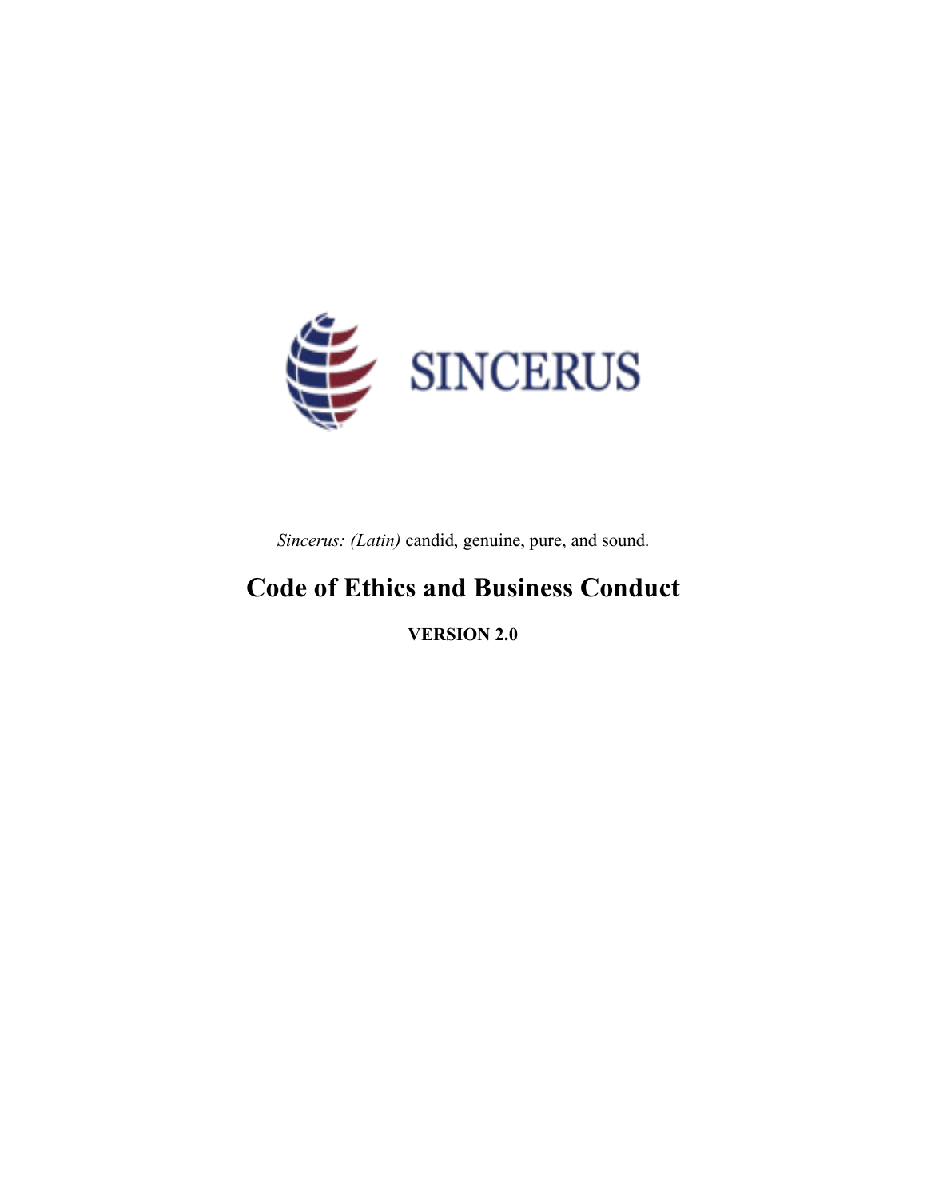SINCERUS

*Sincerus: (Latin)* candid, genuine, pure, and sound.

# Code of Ethics and Business Conduct

**VERSION 2.0**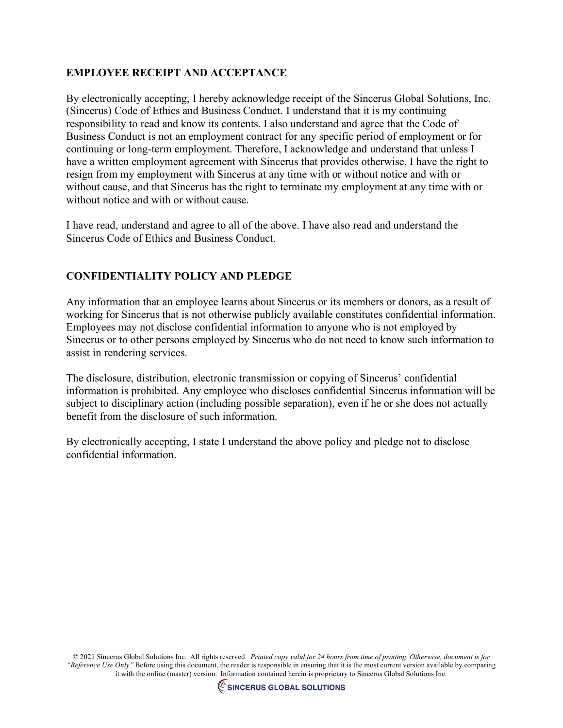## EMPLOYEE RECEIPT AND ACCEPTANCE

By electronically accepting, I hereby acknowledge receipt of the Sincerus Global Solutions, Inc. (Sincerus) Code of Ethics and Business Conduct. I understand that it is my continuing responsibility to read and know its contents. I also understand and agree that the Code of Business Conduct is not an employment contract for any specific period of employment or for continuing or long-term employment. Therefore, I acknowledge and understand that unless I have a written employment agreement with Sincerus that provides otherwise, I have the right to resign from my employment with Sincerus at any time with or without notice and with or without cause, and that Sincerus has the right to terminate my employment at any time with or without notice and with or without cause.

I have read, understand and agree to all of the above. I have also read and understand the Sincerus Code of Ethics and Business Conduct.

## CONFIDENTIALITY POLICY AND PLEDGE

Any information that an employee learns about Sincerus or its members or donors, as a result of working for Sincerus that is not otherwise publicly available constitutes confidential information. Employees may not disclose confidential information to anyone who is not employed by Sincerus or to other persons employed by Sincerus who do not need to know such information to assist in rendering services.

The disclosure, distribution, electronic transmission or copying of Sincerus' confidential information is prohibited. Any employee who discloses confidential Sincerus information will be subject to disciplinary action (including possible separation), even if he or she does not actually benefit from the disclosure of such information.

By electronically accepting, I state I understand the above policy and pledge not to disclose confidential information.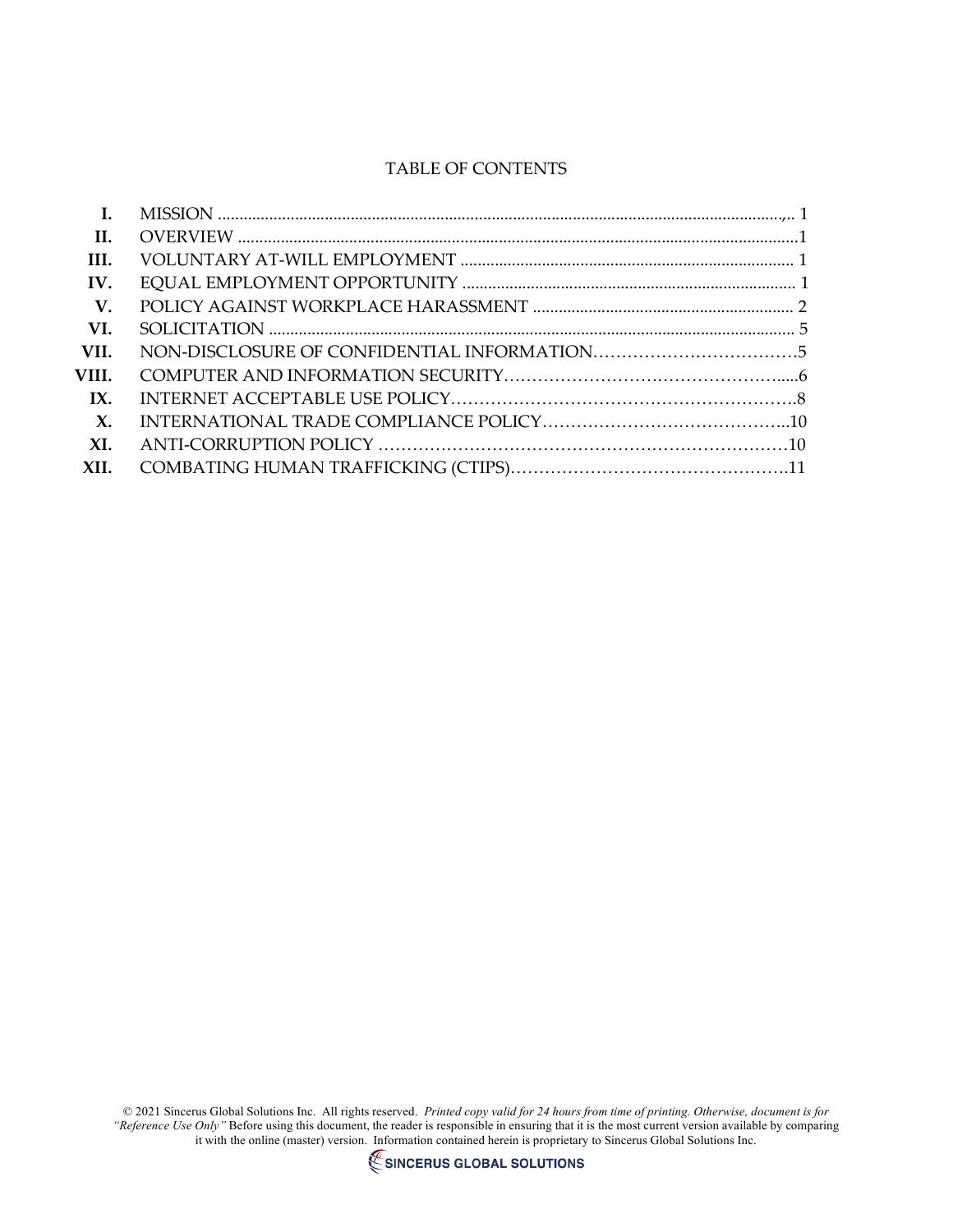TABLE OF CONTENTS

| | | |
|---|---|---|
| **I.** | MISSION | 1 |
| **II.** | OVERVIEW | 1 |
| **III.** | VOLUNTARY AT-WILL EMPLOYMENT | 1 |
| **IV.** | EQUAL EMPLOYMENT OPPORTUNITY | 1 |
| **V.** | POLICY AGAINST WORKPLACE HARASSMENT | 2 |
| **VI.** | SOLICITATION | 5 |
| **VII.** | NON-DISCLOSURE OF CONFIDENTIAL INFORMATION | 5 |
| **VIII.** | COMPUTER AND INFORMATION SECURITY | 6 |
| **IX.** | INTERNET ACCEPTABLE USE POLICY | 8 |
| **X.** | INTERNATIONAL TRADE COMPLIANCE POLICY | 10 |
| **XI.** | ANTI-CORRUPTION POLICY | 10 |
| **XII.** | COMBATING HUMAN TRAFFICKING (CTIPS) | 11 |

© 2021 Sincerus Global Solutions Inc. All rights reserved. *Printed copy valid for 24 hours from time of printing. Otherwise, document is for "Reference Use Only"* Before using this document, the reader is responsible in ensuring that it is the most current version available by comparing it with the online (master) version. Information contained herein is proprietary to Sincerus Global Solutions Inc.

SINCERUS GLOBAL SOLUTIONS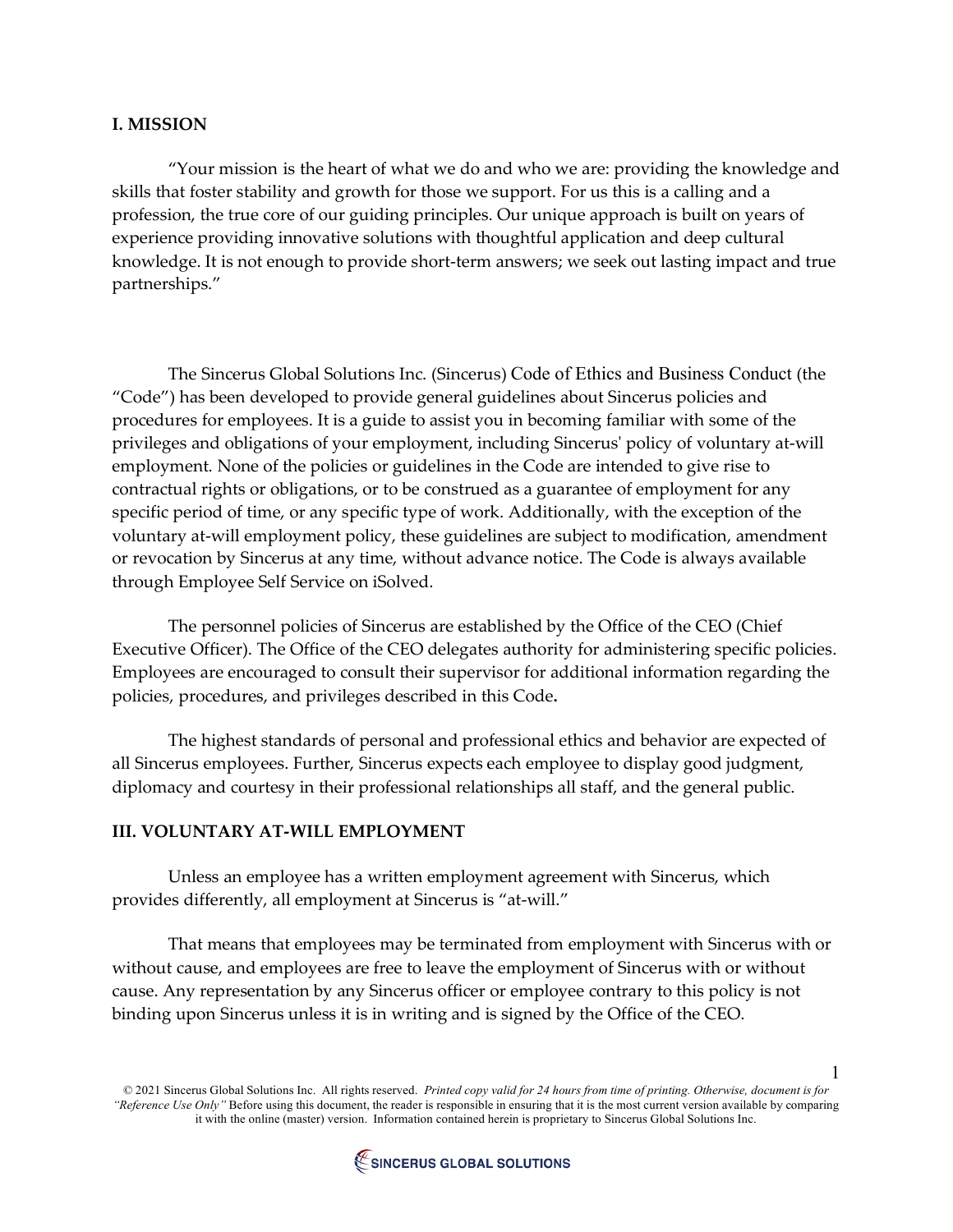## I. MISSION

"Your mission is the heart of what we do and who we are: providing the knowledge and skills that foster stability and growth for those we support. For us this is a calling and a profession, the true core of our guiding principles. Our unique approach is built on years of experience providing innovative solutions with thoughtful application and deep cultural knowledge. It is not enough to provide short-term answers; we seek out lasting impact and true partnerships."

The Sincerus Global Solutions Inc. (Sincerus) Code of Ethics and Business Conduct (the "Code") has been developed to provide general guidelines about Sincerus policies and procedures for employees. It is a guide to assist you in becoming familiar with some of the privileges and obligations of your employment, including Sincerus' policy of voluntary at-will employment. None of the policies or guidelines in the Code are intended to give rise to contractual rights or obligations, or to be construed as a guarantee of employment for any specific period of time, or any specific type of work. Additionally, with the exception of the voluntary at-will employment policy, these guidelines are subject to modification, amendment or revocation by Sincerus at any time, without advance notice. The Code is always available through Employee Self Service on iSolved.

The personnel policies of Sincerus are established by the Office of the CEO (Chief Executive Officer). The Office of the CEO delegates authority for administering specific policies. Employees are encouraged to consult their supervisor for additional information regarding the policies, procedures, and privileges described in this Code**.**

The highest standards of personal and professional ethics and behavior are expected of all Sincerus employees. Further, Sincerus expects each employee to display good judgment, diplomacy and courtesy in their professional relationships all staff, and the general public.

## III. VOLUNTARY AT-WILL EMPLOYMENT

Unless an employee has a written employment agreement with Sincerus, which provides differently, all employment at Sincerus is "at-will."

That means that employees may be terminated from employment with Sincerus with or without cause, and employees are free to leave the employment of Sincerus with or without cause. Any representation by any Sincerus officer or employee contrary to this policy is not binding upon Sincerus unless it is in writing and is signed by the Office of the CEO.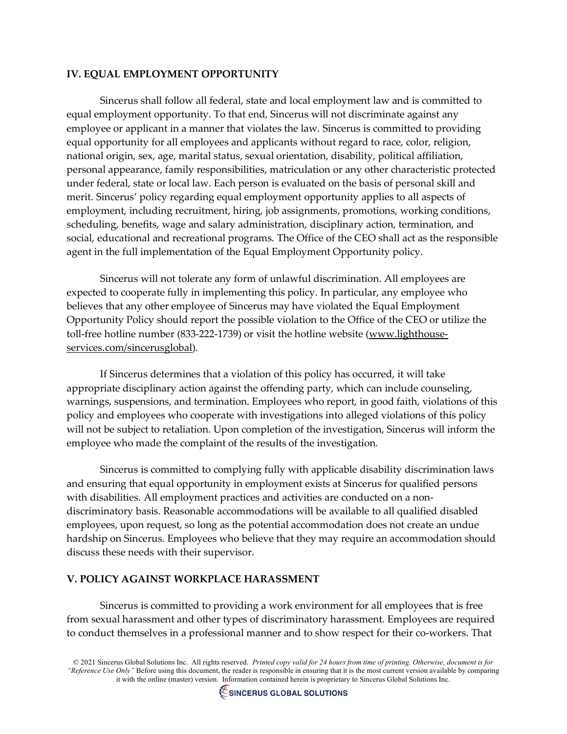## IV. EQUAL EMPLOYMENT OPPORTUNITY

Sincerus shall follow all federal, state and local employment law and is committed to equal employment opportunity. To that end, Sincerus will not discriminate against any employee or applicant in a manner that violates the law. Sincerus is committed to providing equal opportunity for all employees and applicants without regard to race, color, religion, national origin, sex, age, marital status, sexual orientation, disability, political affiliation, personal appearance, family responsibilities, matriculation or any other characteristic protected under federal, state or local law. Each person is evaluated on the basis of personal skill and merit. Sincerus' policy regarding equal employment opportunity applies to all aspects of employment, including recruitment, hiring, job assignments, promotions, working conditions, scheduling, benefits, wage and salary administration, disciplinary action, termination, and social, educational and recreational programs. The Office of the CEO shall act as the responsible agent in the full implementation of the Equal Employment Opportunity policy.

Sincerus will not tolerate any form of unlawful discrimination. All employees are expected to cooperate fully in implementing this policy. In particular, any employee who believes that any other employee of Sincerus may have violated the Equal Employment Opportunity Policy should report the possible violation to the Office of the CEO or utilize the toll-free hotline number (833-222-1739) or visit the hotline website (www.lighthouse-services.com/sincerusglobal).

If Sincerus determines that a violation of this policy has occurred, it will take appropriate disciplinary action against the offending party, which can include counseling, warnings, suspensions, and termination. Employees who report, in good faith, violations of this policy and employees who cooperate with investigations into alleged violations of this policy will not be subject to retaliation. Upon completion of the investigation, Sincerus will inform the employee who made the complaint of the results of the investigation.

Sincerus is committed to complying fully with applicable disability discrimination laws and ensuring that equal opportunity in employment exists at Sincerus for qualified persons with disabilities. All employment practices and activities are conducted on a non-discriminatory basis. Reasonable accommodations will be available to all qualified disabled employees, upon request, so long as the potential accommodation does not create an undue hardship on Sincerus. Employees who believe that they may require an accommodation should discuss these needs with their supervisor.

## V. POLICY AGAINST WORKPLACE HARASSMENT

Sincerus is committed to providing a work environment for all employees that is free from sexual harassment and other types of discriminatory harassment. Employees are required to conduct themselves in a professional manner and to show respect for their co-workers. That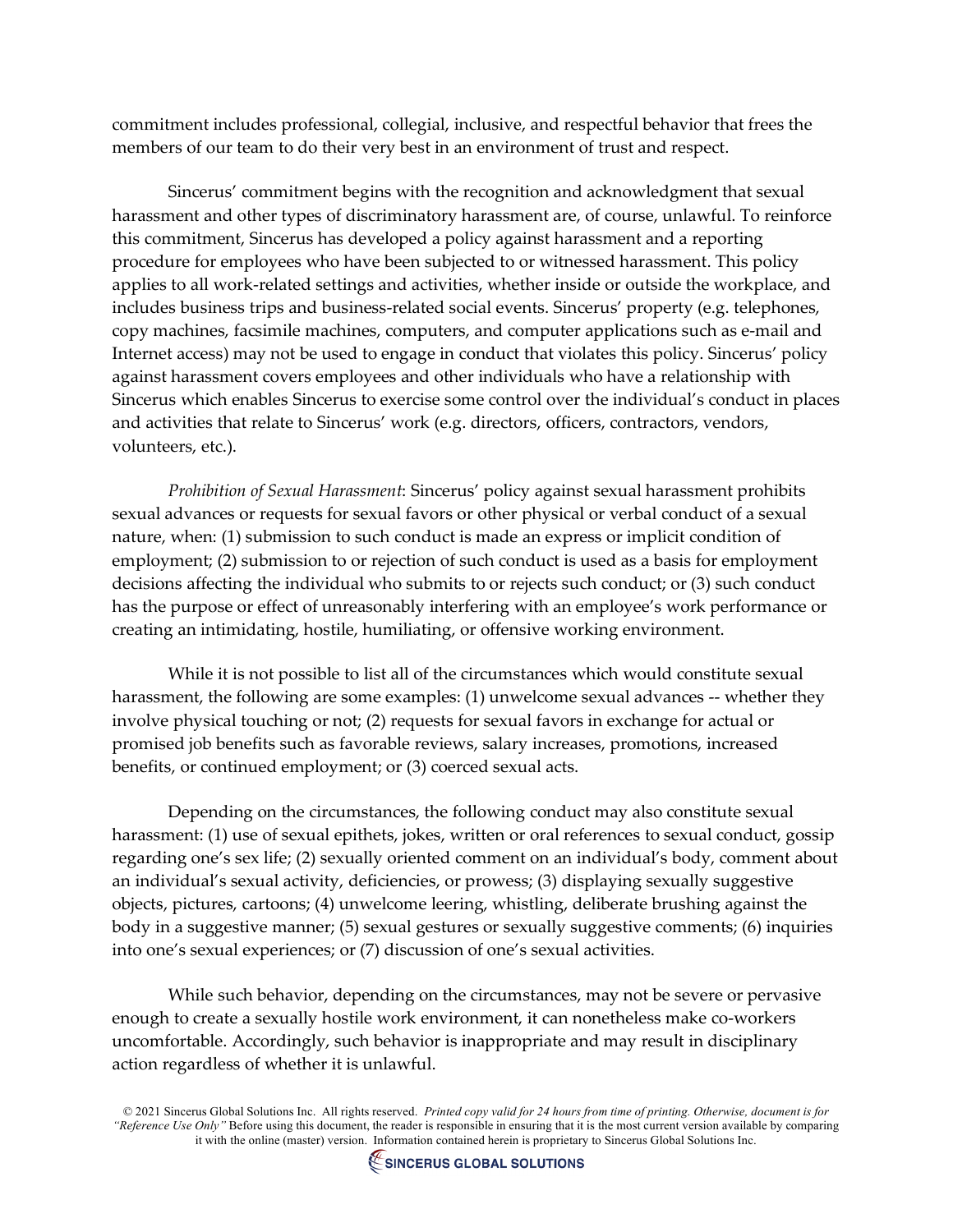commitment includes professional, collegial, inclusive, and respectful behavior that frees the members of our team to do their very best in an environment of trust and respect.

Sincerus' commitment begins with the recognition and acknowledgment that sexual harassment and other types of discriminatory harassment are, of course, unlawful. To reinforce this commitment, Sincerus has developed a policy against harassment and a reporting procedure for employees who have been subjected to or witnessed harassment. This policy applies to all work-related settings and activities, whether inside or outside the workplace, and includes business trips and business-related social events. Sincerus' property (e.g. telephones, copy machines, facsimile machines, computers, and computer applications such as e-mail and Internet access) may not be used to engage in conduct that violates this policy. Sincerus' policy against harassment covers employees and other individuals who have a relationship with Sincerus which enables Sincerus to exercise some control over the individual's conduct in places and activities that relate to Sincerus' work (e.g. directors, officers, contractors, vendors, volunteers, etc.).

*Prohibition of Sexual Harassment*: Sincerus' policy against sexual harassment prohibits sexual advances or requests for sexual favors or other physical or verbal conduct of a sexual nature, when: (1) submission to such conduct is made an express or implicit condition of employment; (2) submission to or rejection of such conduct is used as a basis for employment decisions affecting the individual who submits to or rejects such conduct; or (3) such conduct has the purpose or effect of unreasonably interfering with an employee's work performance or creating an intimidating, hostile, humiliating, or offensive working environment.

While it is not possible to list all of the circumstances which would constitute sexual harassment, the following are some examples: (1) unwelcome sexual advances -- whether they involve physical touching or not; (2) requests for sexual favors in exchange for actual or promised job benefits such as favorable reviews, salary increases, promotions, increased benefits, or continued employment; or (3) coerced sexual acts.

Depending on the circumstances, the following conduct may also constitute sexual harassment: (1) use of sexual epithets, jokes, written or oral references to sexual conduct, gossip regarding one's sex life; (2) sexually oriented comment on an individual's body, comment about an individual's sexual activity, deficiencies, or prowess; (3) displaying sexually suggestive objects, pictures, cartoons; (4) unwelcome leering, whistling, deliberate brushing against the body in a suggestive manner; (5) sexual gestures or sexually suggestive comments; (6) inquiries into one's sexual experiences; or (7) discussion of one's sexual activities.

While such behavior, depending on the circumstances, may not be severe or pervasive enough to create a sexually hostile work environment, it can nonetheless make co-workers uncomfortable. Accordingly, such behavior is inappropriate and may result in disciplinary action regardless of whether it is unlawful.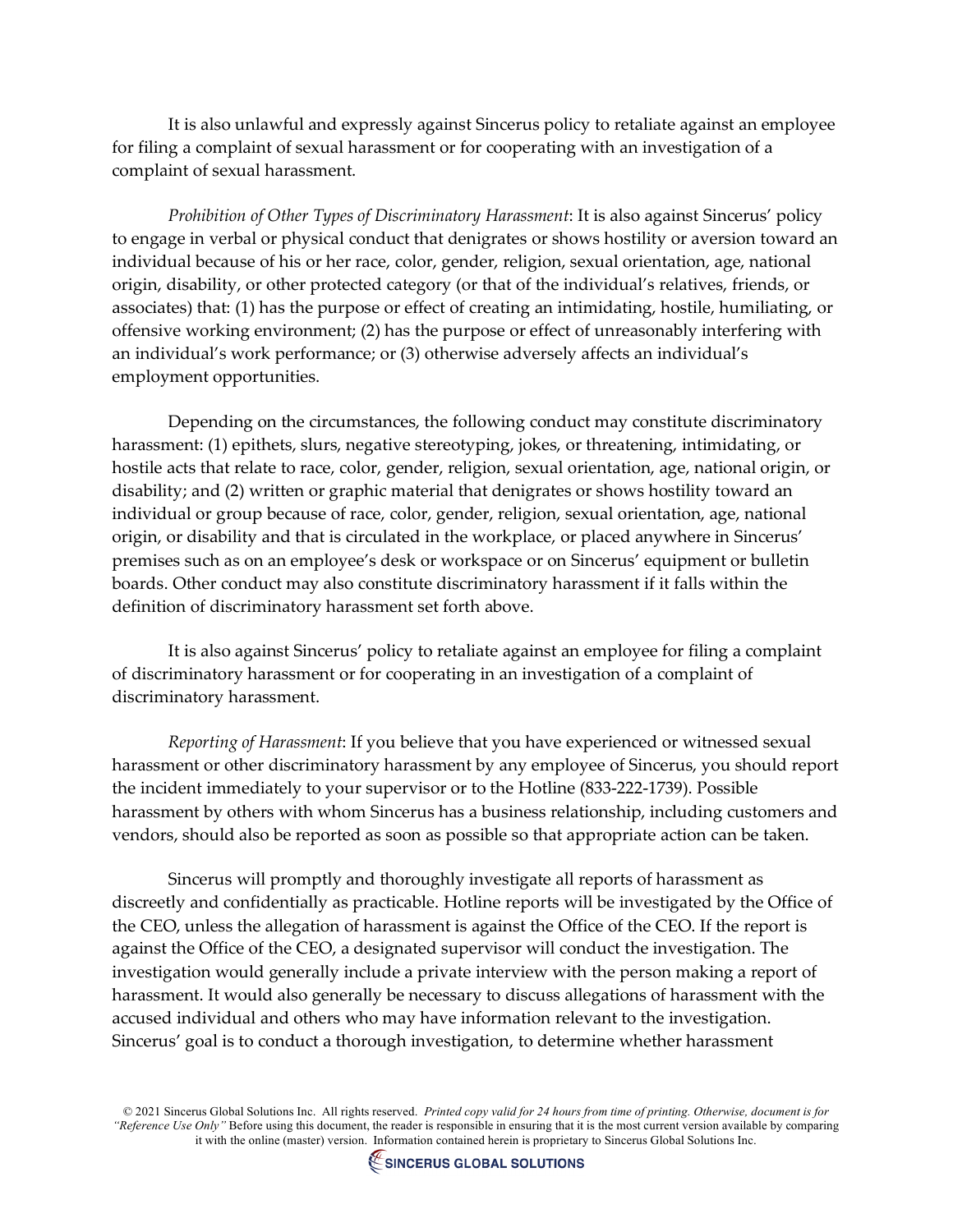It is also unlawful and expressly against Sincerus policy to retaliate against an employee for filing a complaint of sexual harassment or for cooperating with an investigation of a complaint of sexual harassment.

*Prohibition of Other Types of Discriminatory Harassment*: It is also against Sincerus' policy to engage in verbal or physical conduct that denigrates or shows hostility or aversion toward an individual because of his or her race, color, gender, religion, sexual orientation, age, national origin, disability, or other protected category (or that of the individual's relatives, friends, or associates) that: (1) has the purpose or effect of creating an intimidating, hostile, humiliating, or offensive working environment; (2) has the purpose or effect of unreasonably interfering with an individual's work performance; or (3) otherwise adversely affects an individual's employment opportunities.

Depending on the circumstances, the following conduct may constitute discriminatory harassment: (1) epithets, slurs, negative stereotyping, jokes, or threatening, intimidating, or hostile acts that relate to race, color, gender, religion, sexual orientation, age, national origin, or disability; and (2) written or graphic material that denigrates or shows hostility toward an individual or group because of race, color, gender, religion, sexual orientation, age, national origin, or disability and that is circulated in the workplace, or placed anywhere in Sincerus' premises such as on an employee's desk or workspace or on Sincerus' equipment or bulletin boards. Other conduct may also constitute discriminatory harassment if it falls within the definition of discriminatory harassment set forth above.

It is also against Sincerus' policy to retaliate against an employee for filing a complaint of discriminatory harassment or for cooperating in an investigation of a complaint of discriminatory harassment.

*Reporting of Harassment*: If you believe that you have experienced or witnessed sexual harassment or other discriminatory harassment by any employee of Sincerus, you should report the incident immediately to your supervisor or to the Hotline (833-222-1739). Possible harassment by others with whom Sincerus has a business relationship, including customers and vendors, should also be reported as soon as possible so that appropriate action can be taken.

Sincerus will promptly and thoroughly investigate all reports of harassment as discreetly and confidentially as practicable. Hotline reports will be investigated by the Office of the CEO, unless the allegation of harassment is against the Office of the CEO. If the report is against the Office of the CEO, a designated supervisor will conduct the investigation. The investigation would generally include a private interview with the person making a report of harassment. It would also generally be necessary to discuss allegations of harassment with the accused individual and others who may have information relevant to the investigation. Sincerus' goal is to conduct a thorough investigation, to determine whether harassment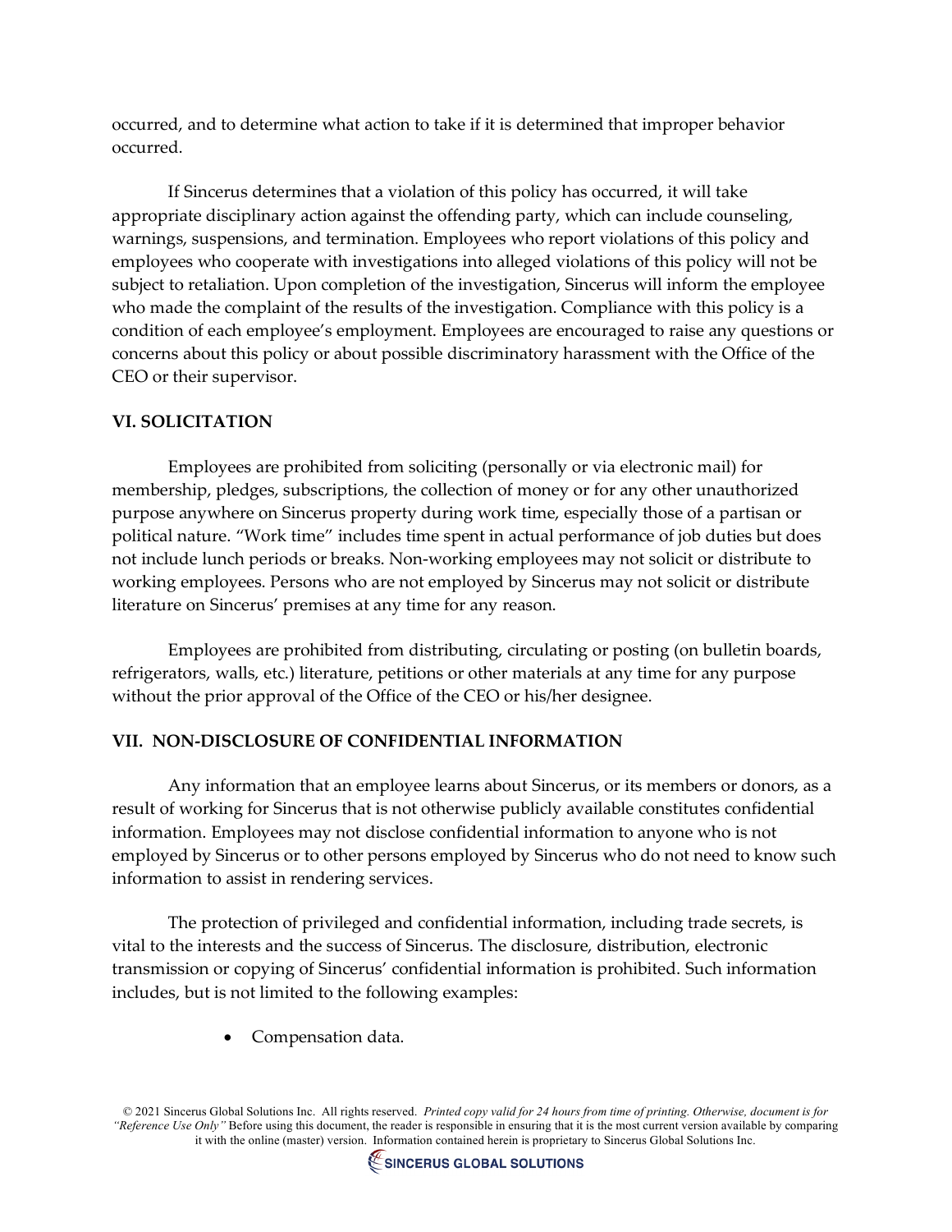occurred, and to determine what action to take if it is determined that improper behavior occurred.

If Sincerus determines that a violation of this policy has occurred, it will take appropriate disciplinary action against the offending party, which can include counseling, warnings, suspensions, and termination. Employees who report violations of this policy and employees who cooperate with investigations into alleged violations of this policy will not be subject to retaliation. Upon completion of the investigation, Sincerus will inform the employee who made the complaint of the results of the investigation. Compliance with this policy is a condition of each employee's employment. Employees are encouraged to raise any questions or concerns about this policy or about possible discriminatory harassment with the Office of the CEO or their supervisor.

## VI. SOLICITATION

Employees are prohibited from soliciting (personally or via electronic mail) for membership, pledges, subscriptions, the collection of money or for any other unauthorized purpose anywhere on Sincerus property during work time, especially those of a partisan or political nature. "Work time" includes time spent in actual performance of job duties but does not include lunch periods or breaks. Non-working employees may not solicit or distribute to working employees. Persons who are not employed by Sincerus may not solicit or distribute literature on Sincerus' premises at any time for any reason.

Employees are prohibited from distributing, circulating or posting (on bulletin boards, refrigerators, walls, etc.) literature, petitions or other materials at any time for any purpose without the prior approval of the Office of the CEO or his/her designee.

## VII. NON-DISCLOSURE OF CONFIDENTIAL INFORMATION

Any information that an employee learns about Sincerus, or its members or donors, as a result of working for Sincerus that is not otherwise publicly available constitutes confidential information. Employees may not disclose confidential information to anyone who is not employed by Sincerus or to other persons employed by Sincerus who do not need to know such information to assist in rendering services.

The protection of privileged and confidential information, including trade secrets, is vital to the interests and the success of Sincerus. The disclosure, distribution, electronic transmission or copying of Sincerus' confidential information is prohibited. Such information includes, but is not limited to the following examples:

- Compensation data.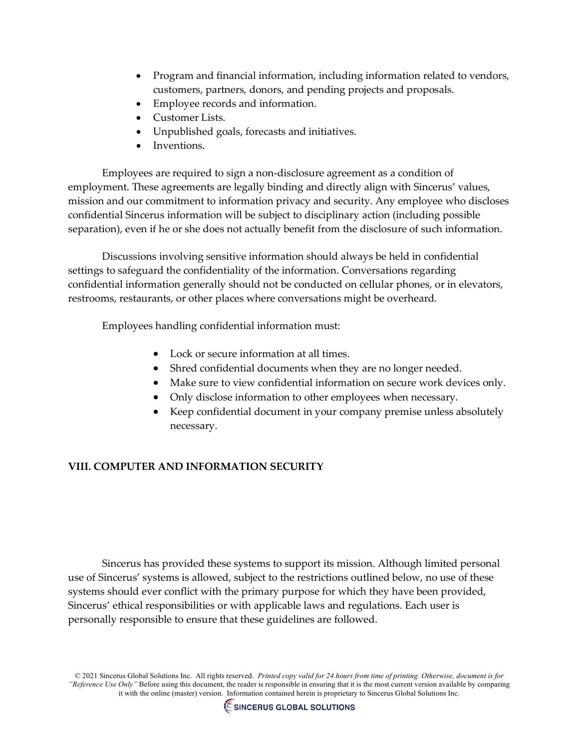- Program and financial information, including information related to vendors, customers, partners, donors, and pending projects and proposals.
- Employee records and information.
- Customer Lists.
- Unpublished goals, forecasts and initiatives.
- Inventions.

Employees are required to sign a non-disclosure agreement as a condition of employment. These agreements are legally binding and directly align with Sincerus' values, mission and our commitment to information privacy and security. Any employee who discloses confidential Sincerus information will be subject to disciplinary action (including possible separation), even if he or she does not actually benefit from the disclosure of such information.

Discussions involving sensitive information should always be held in confidential settings to safeguard the confidentiality of the information. Conversations regarding confidential information generally should not be conducted on cellular phones, or in elevators, restrooms, restaurants, or other places where conversations might be overheard.

Employees handling confidential information must:

- Lock or secure information at all times.
- Shred confidential documents when they are no longer needed.
- Make sure to view confidential information on secure work devices only.
- Only disclose information to other employees when necessary.
- Keep confidential document in your company premise unless absolutely necessary.

## VIII. COMPUTER AND INFORMATION SECURITY

Sincerus has provided these systems to support its mission. Although limited personal use of Sincerus' systems is allowed, subject to the restrictions outlined below, no use of these systems should ever conflict with the primary purpose for which they have been provided, Sincerus' ethical responsibilities or with applicable laws and regulations. Each user is personally responsible to ensure that these guidelines are followed.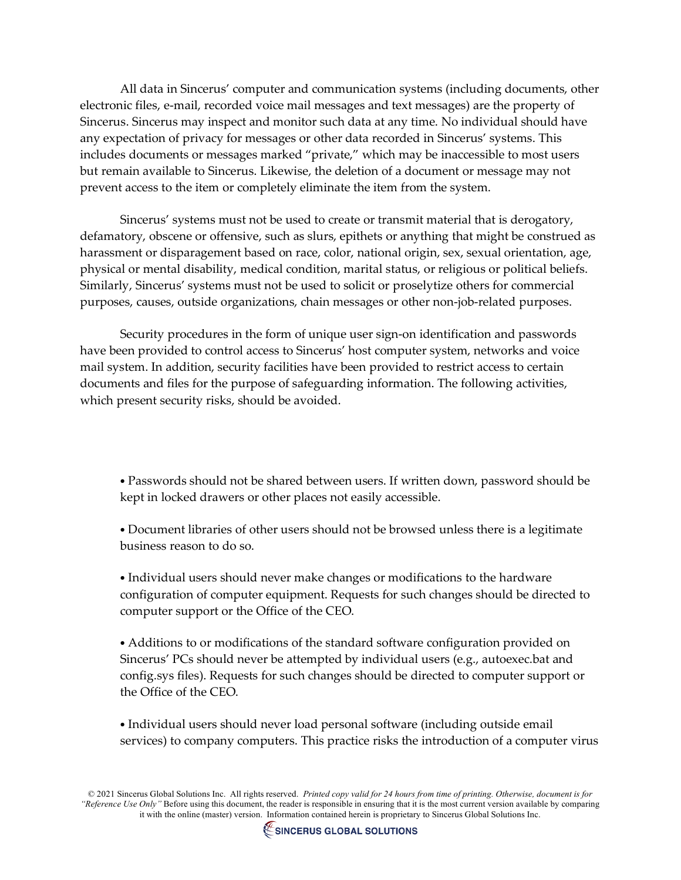All data in Sincerus' computer and communication systems (including documents, other electronic files, e-mail, recorded voice mail messages and text messages) are the property of Sincerus. Sincerus may inspect and monitor such data at any time. No individual should have any expectation of privacy for messages or other data recorded in Sincerus' systems. This includes documents or messages marked "private," which may be inaccessible to most users but remain available to Sincerus. Likewise, the deletion of a document or message may not prevent access to the item or completely eliminate the item from the system.

Sincerus' systems must not be used to create or transmit material that is derogatory, defamatory, obscene or offensive, such as slurs, epithets or anything that might be construed as harassment or disparagement based on race, color, national origin, sex, sexual orientation, age, physical or mental disability, medical condition, marital status, or religious or political beliefs. Similarly, Sincerus' systems must not be used to solicit or proselytize others for commercial purposes, causes, outside organizations, chain messages or other non-job-related purposes.

Security procedures in the form of unique user sign-on identification and passwords have been provided to control access to Sincerus' host computer system, networks and voice mail system. In addition, security facilities have been provided to restrict access to certain documents and files for the purpose of safeguarding information. The following activities, which present security risks, should be avoided.

- Passwords should not be shared between users. If written down, password should be kept in locked drawers or other places not easily accessible.
- Document libraries of other users should not be browsed unless there is a legitimate business reason to do so.
- Individual users should never make changes or modifications to the hardware configuration of computer equipment. Requests for such changes should be directed to computer support or the Office of the CEO.
- Additions to or modifications of the standard software configuration provided on Sincerus' PCs should never be attempted by individual users (e.g., autoexec.bat and config.sys files). Requests for such changes should be directed to computer support or the Office of the CEO.
- Individual users should never load personal software (including outside email services) to company computers. This practice risks the introduction of a computer virus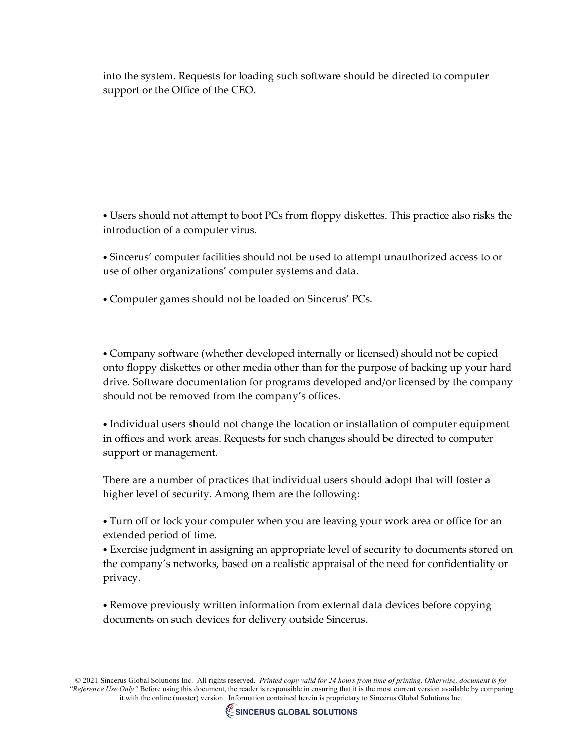into the system. Requests for loading such software should be directed to computer support or the Office of the CEO.

- Users should not attempt to boot PCs from floppy diskettes. This practice also risks the introduction of a computer virus.

- Sincerus' computer facilities should not be used to attempt unauthorized access to or use of other organizations' computer systems and data.

- Computer games should not be loaded on Sincerus' PCs.

- Company software (whether developed internally or licensed) should not be copied onto floppy diskettes or other media other than for the purpose of backing up your hard drive. Software documentation for programs developed and/or licensed by the company should not be removed from the company's offices.

- Individual users should not change the location or installation of computer equipment in offices and work areas. Requests for such changes should be directed to computer support or management.

There are a number of practices that individual users should adopt that will foster a higher level of security. Among them are the following:

- Turn off or lock your computer when you are leaving your work area or office for an extended period of time.
- Exercise judgment in assigning an appropriate level of security to documents stored on the company's networks, based on a realistic appraisal of the need for confidentiality or privacy.

- Remove previously written information from external data devices before copying documents on such devices for delivery outside Sincerus.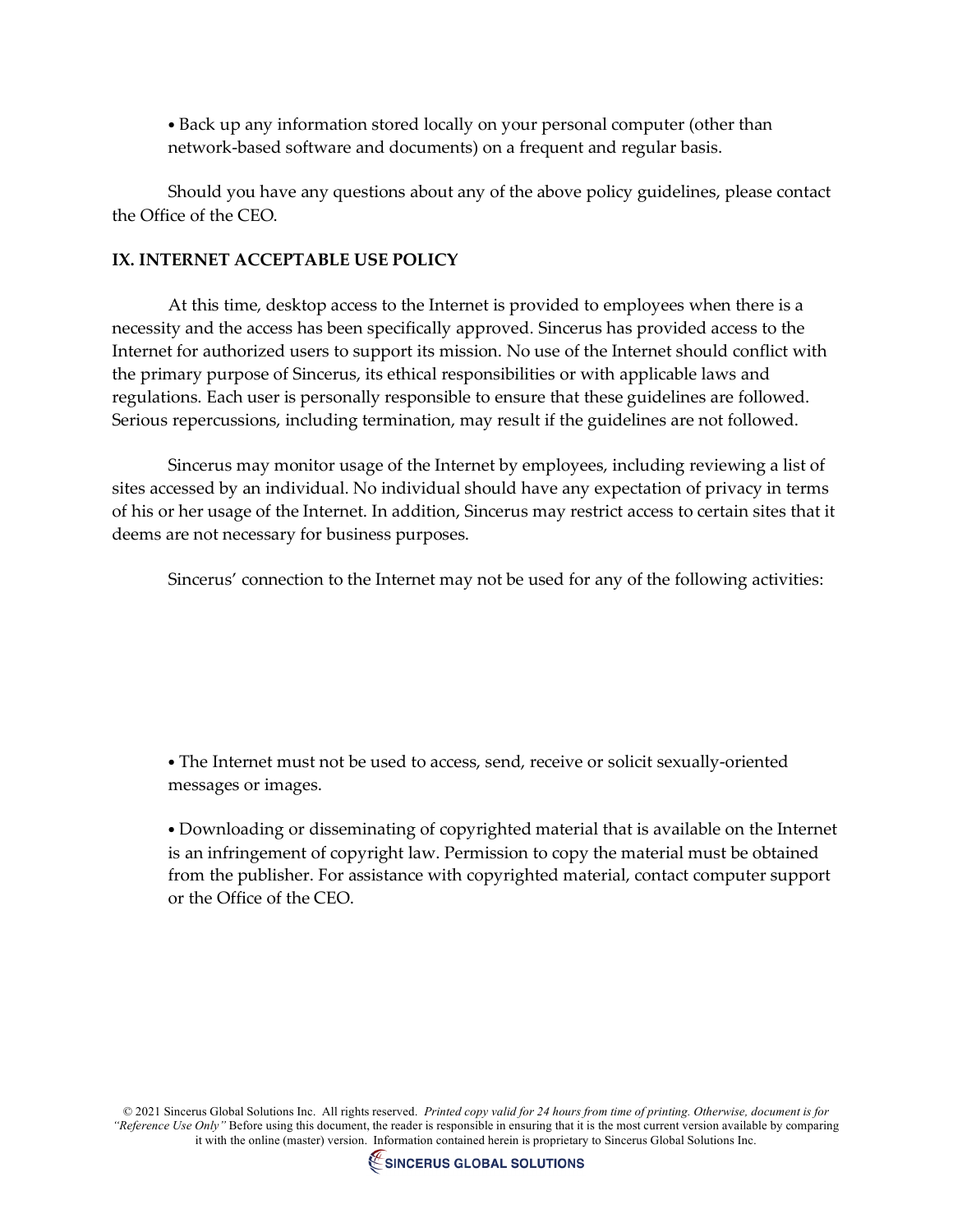- Back up any information stored locally on your personal computer (other than network-based software and documents) on a frequent and regular basis.

Should you have any questions about any of the above policy guidelines, please contact the Office of the CEO.

**IX. INTERNET ACCEPTABLE USE POLICY**

At this time, desktop access to the Internet is provided to employees when there is a necessity and the access has been specifically approved. Sincerus has provided access to the Internet for authorized users to support its mission. No use of the Internet should conflict with the primary purpose of Sincerus, its ethical responsibilities or with applicable laws and regulations. Each user is personally responsible to ensure that these guidelines are followed. Serious repercussions, including termination, may result if the guidelines are not followed.

Sincerus may monitor usage of the Internet by employees, including reviewing a list of sites accessed by an individual. No individual should have any expectation of privacy in terms of his or her usage of the Internet. In addition, Sincerus may restrict access to certain sites that it deems are not necessary for business purposes.

Sincerus' connection to the Internet may not be used for any of the following activities:

- The Internet must not be used to access, send, receive or solicit sexually-oriented messages or images.

- Downloading or disseminating of copyrighted material that is available on the Internet is an infringement of copyright law. Permission to copy the material must be obtained from the publisher. For assistance with copyrighted material, contact computer support or the Office of the CEO.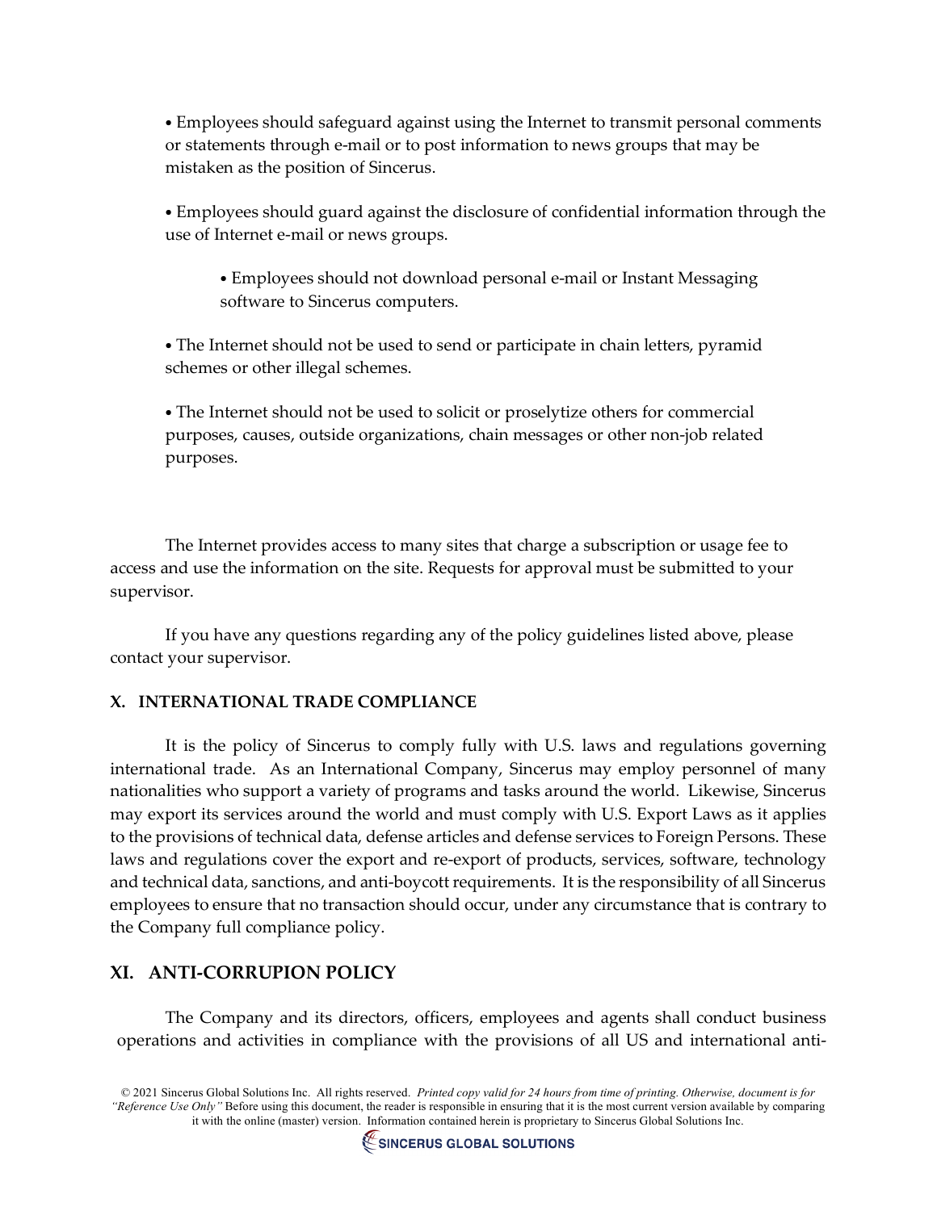- Employees should safeguard against using the Internet to transmit personal comments or statements through e-mail or to post information to news groups that may be mistaken as the position of Sincerus.

- Employees should guard against the disclosure of confidential information through the use of Internet e-mail or news groups.

  - Employees should not download personal e-mail or Instant Messaging software to Sincerus computers.

- The Internet should not be used to send or participate in chain letters, pyramid schemes or other illegal schemes.

- The Internet should not be used to solicit or proselytize others for commercial purposes, causes, outside organizations, chain messages or other non-job related purposes.

The Internet provides access to many sites that charge a subscription or usage fee to access and use the information on the site. Requests for approval must be submitted to your supervisor.

If you have any questions regarding any of the policy guidelines listed above, please contact your supervisor.

## X. INTERNATIONAL TRADE COMPLIANCE

It is the policy of Sincerus to comply fully with U.S. laws and regulations governing international trade. As an International Company, Sincerus may employ personnel of many nationalities who support a variety of programs and tasks around the world. Likewise, Sincerus may export its services around the world and must comply with U.S. Export Laws as it applies to the provisions of technical data, defense articles and defense services to Foreign Persons. These laws and regulations cover the export and re-export of products, services, software, technology and technical data, sanctions, and anti-boycott requirements. It is the responsibility of all Sincerus employees to ensure that no transaction should occur, under any circumstance that is contrary to the Company full compliance policy.

## XI. ANTI-CORRUPION POLICY

The Company and its directors, officers, employees and agents shall conduct business operations and activities in compliance with the provisions of all US and international anti-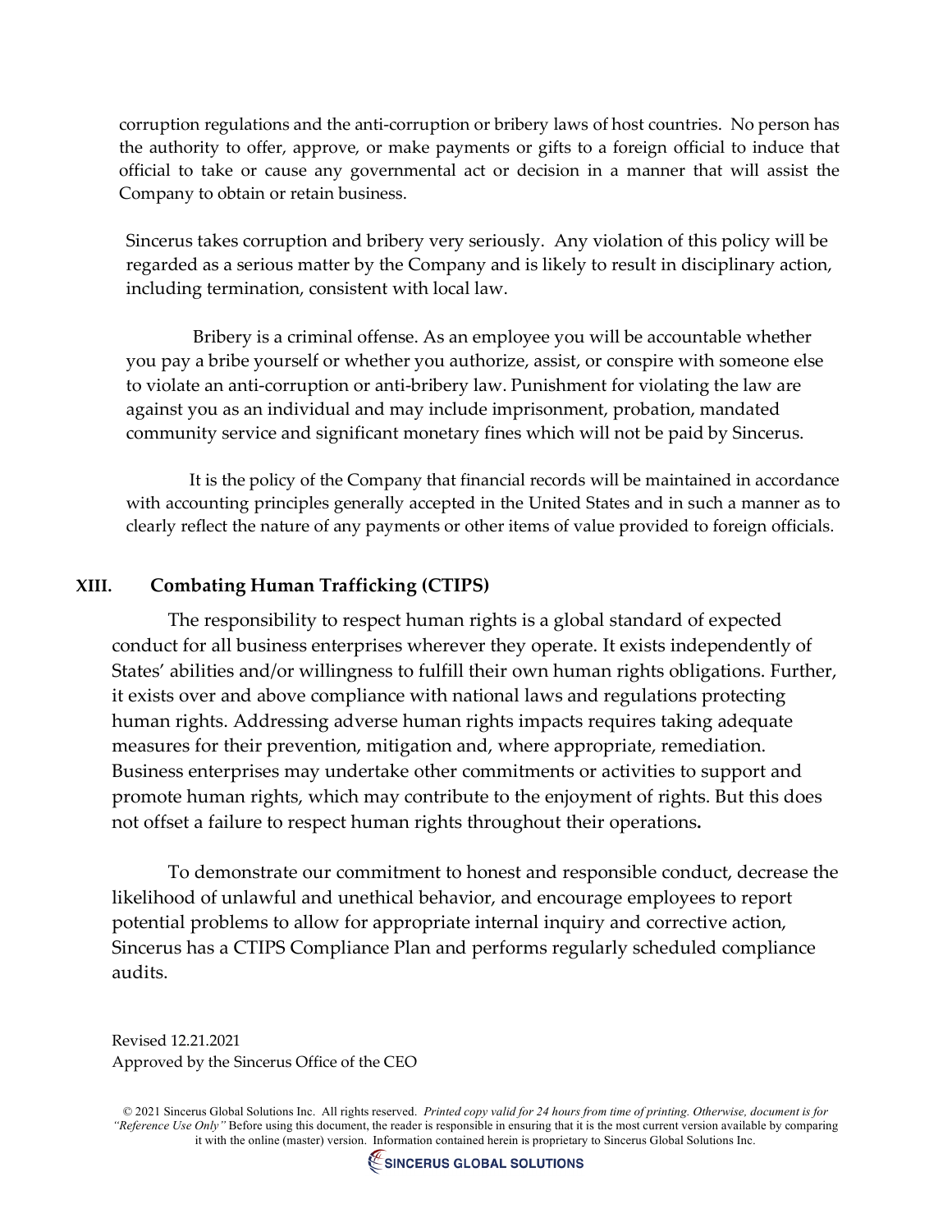corruption regulations and the anti-corruption or bribery laws of host countries. No person has the authority to offer, approve, or make payments or gifts to a foreign official to induce that official to take or cause any governmental act or decision in a manner that will assist the Company to obtain or retain business.

Sincerus takes corruption and bribery very seriously. Any violation of this policy will be regarded as a serious matter by the Company and is likely to result in disciplinary action, including termination, consistent with local law.

Bribery is a criminal offense. As an employee you will be accountable whether you pay a bribe yourself or whether you authorize, assist, or conspire with someone else to violate an anti-corruption or anti-bribery law. Punishment for violating the law are against you as an individual and may include imprisonment, probation, mandated community service and significant monetary fines which will not be paid by Sincerus.

It is the policy of the Company that financial records will be maintained in accordance with accounting principles generally accepted in the United States and in such a manner as to clearly reflect the nature of any payments or other items of value provided to foreign officials.

## XIII. Combating Human Trafficking (CTIPS)

The responsibility to respect human rights is a global standard of expected conduct for all business enterprises wherever they operate. It exists independently of States' abilities and/or willingness to fulfill their own human rights obligations. Further, it exists over and above compliance with national laws and regulations protecting human rights. Addressing adverse human rights impacts requires taking adequate measures for their prevention, mitigation and, where appropriate, remediation. Business enterprises may undertake other commitments or activities to support and promote human rights, which may contribute to the enjoyment of rights. But this does not offset a failure to respect human rights throughout their operations**.**

To demonstrate our commitment to honest and responsible conduct, decrease the likelihood of unlawful and unethical behavior, and encourage employees to report potential problems to allow for appropriate internal inquiry and corrective action, Sincerus has a CTIPS Compliance Plan and performs regularly scheduled compliance audits.

Revised 12.21.2021
Approved by the Sincerus Office of the CEO